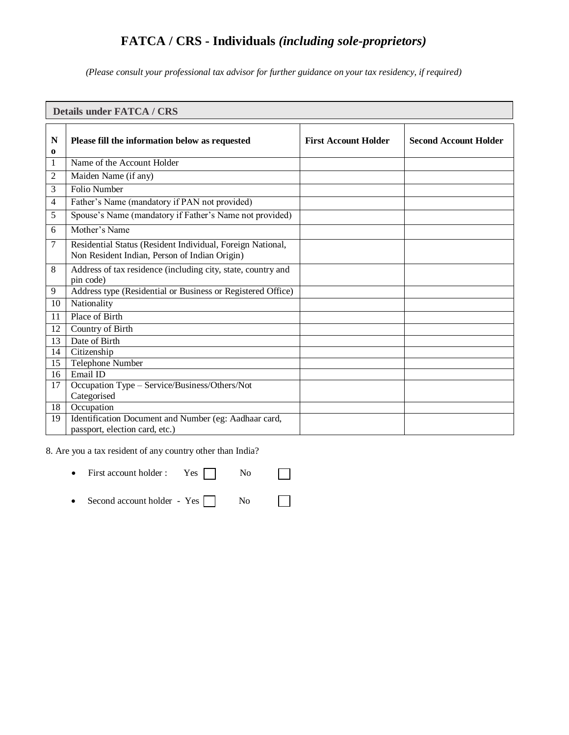# FATCA / CRS - Individuals *(including sole-proprietors)*

*(Please consult your professional tax advisor for further guidance on your tax residency, if required)*

## Details under FATCA / CRS

| No | Please fill the information below as requested | First Account Holder | Second Account Holder |
|---|---|---|---|
| 1 | Name of the Account Holder | | |
| 2 | Maiden Name (if any) | | |
| 3 | Folio Number | | |
| 4 | Father's Name (mandatory if PAN not provided) | | |
| 5 | Spouse's Name (mandatory if Father's Name not provided) | | |
| 6 | Mother's Name | | |
| 7 | Residential Status (Resident Individual, Foreign National, Non Resident Indian, Person of Indian Origin) | | |
| 8 | Address of tax residence (including city, state, country and pin code) | | |
| 9 | Address type (Residential or Business or Registered Office) | | |
| 10 | Nationality | | |
| 11 | Place of Birth | | |
| 12 | Country of Birth | | |
| 13 | Date of Birth | | |
| 14 | Citizenship | | |
| 15 | Telephone Number | | |
| 16 | Email ID | | |
| 17 | Occupation Type – Service/Business/Others/Not Categorised | | |
| 18 | Occupation | | |
| 19 | Identification Document and Number (eg: Aadhaar card, passport, election card, etc.) | | |

8. Are you a tax resident of any country other than India?

- First account holder : Yes ☐ No ☐
- Second account holder - Yes ☐ No ☐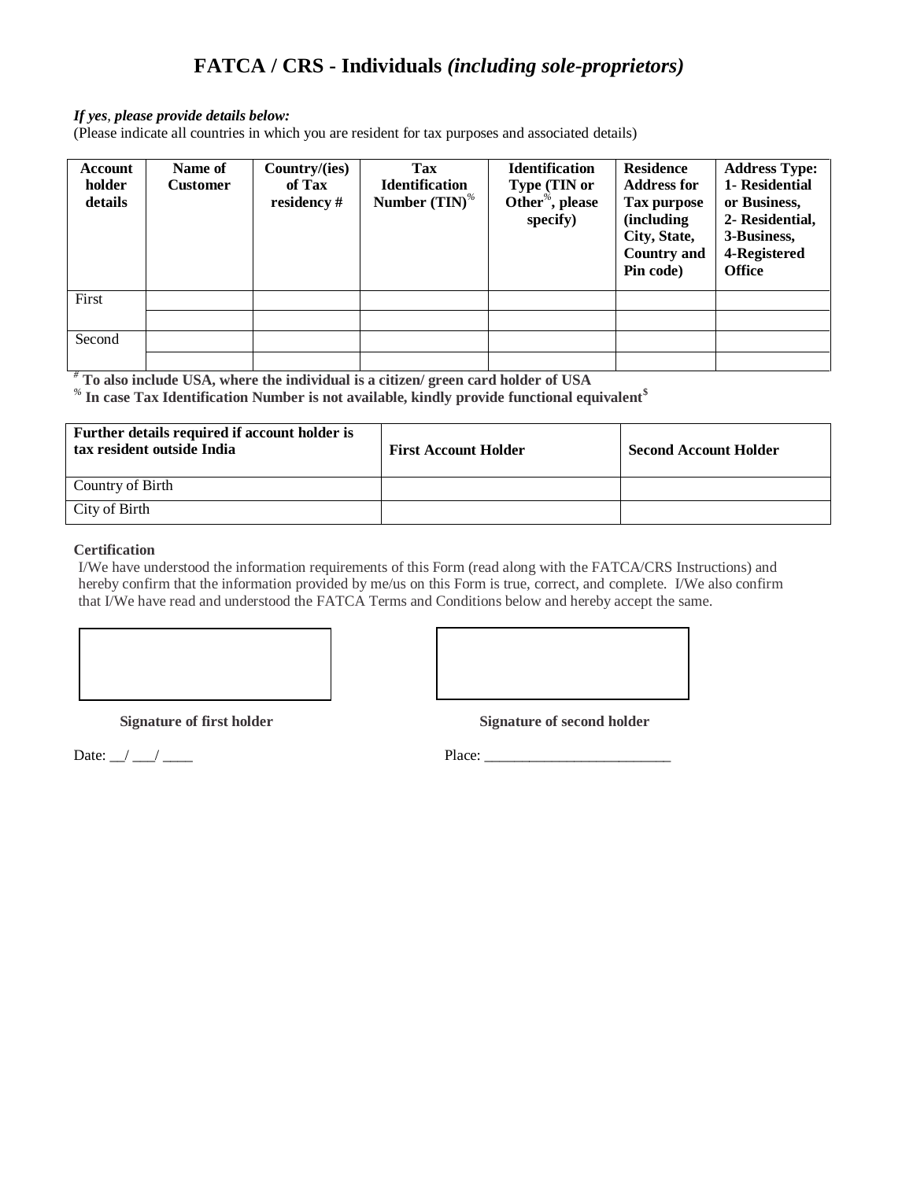# FATCA / CRS - Individuals *(including sole-proprietors)*

***If yes**, please provide details below:*
(Please indicate all countries in which you are resident for tax purposes and associated details)

| Account holder details | Name of Customer | Country/(ies) of Tax residency # | Tax Identification Number (TIN)% | Identification Type (TIN or Other%, please specify) | Residence Address for Tax purpose (including City, State, Country and Pin code) | Address Type: 1- Residential or Business, 2- Residential, 3-Business, 4-Registered Office |
|---|---|---|---|---|---|---|
| First | | | | | | |
| | | | | | | |
| Second | | | | | | |
| | | | | | | |

**# To also include USA, where the individual is a citizen/ green card holder of USA**
**% In case Tax Identification Number is not available, kindly provide functional equivalent$**

| Further details required if account holder is tax resident outside India | First Account Holder | Second Account Holder |
|---|---|---|
| Country of Birth | | |
| City of Birth | | |

**Certification**
I/We have understood the information requirements of this Form (read along with the FATCA/CRS Instructions) and hereby confirm that the information provided by me/us on this Form is true, correct, and complete. I/We also confirm that I/We have read and understood the FATCA Terms and Conditions below and hereby accept the same.

**Signature of first holder**

**Signature of second holder**

Date: __/ ___/ ____

Place: _________________________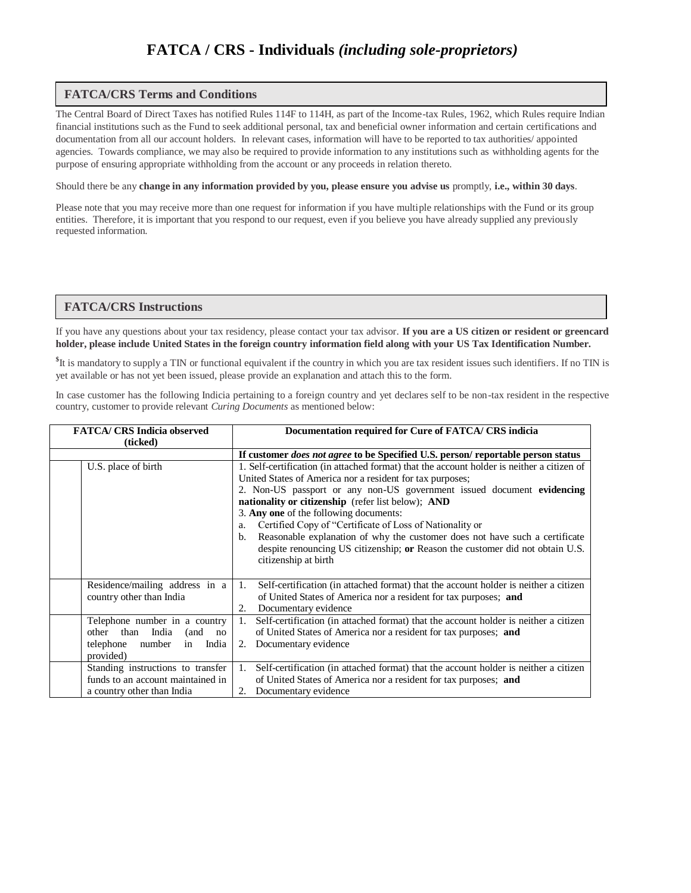# FATCA / CRS - Individuals *(including sole-proprietors)*

## FATCA/CRS Terms and Conditions

The Central Board of Direct Taxes has notified Rules 114F to 114H, as part of the Income-tax Rules, 1962, which Rules require Indian financial institutions such as the Fund to seek additional personal, tax and beneficial owner information and certain certifications and documentation from all our account holders. In relevant cases, information will have to be reported to tax authorities/ appointed agencies. Towards compliance, we may also be required to provide information to any institutions such as withholding agents for the purpose of ensuring appropriate withholding from the account or any proceeds in relation thereto.

Should there be any **change in any information provided by you, please ensure you advise us** promptly, **i.e., within 30 days**.

Please note that you may receive more than one request for information if you have multiple relationships with the Fund or its group entities. Therefore, it is important that you respond to our request, even if you believe you have already supplied any previously requested information.

## FATCA/CRS Instructions

If you have any questions about your tax residency, please contact your tax advisor. **If you are a US citizen or resident or greencard holder, please include United States in the foreign country information field along with your US Tax Identification Number.**

[$]It is mandatory to supply a TIN or functional equivalent if the country in which you are tax resident issues such identifiers. If no TIN is yet available or has not yet been issued, please provide an explanation and attach this to the form.

In case customer has the following Indicia pertaining to a foreign country and yet declares self to be non-tax resident in the respective country, customer to provide relevant *Curing Documents* as mentioned below:

| **FATCA/ CRS Indicia observed (ticked)** | | **Documentation required for Cure of FATCA/ CRS indicia** |
|---|---|---|
| | | **If customer *does not agree* to be Specified U.S. person/ reportable person status** |
| | U.S. place of birth | 1. Self-certification (in attached format) that the account holder is neither a citizen of United States of America nor a resident for tax purposes;<br>2. Non-US passport or any non-US government issued document **evidencing nationality or citizenship** (refer list below); **AND**<br>3. **Any one** of the following documents:<br>a. Certified Copy of "Certificate of Loss of Nationality or<br>b. Reasonable explanation of why the customer does not have such a certificate despite renouncing US citizenship; **or** Reason the customer did not obtain U.S. citizenship at birth |
| | Residence/mailing address in a country other than India | 1. Self-certification (in attached format) that the account holder is neither a citizen of United States of America nor a resident for tax purposes; **and**<br>2. Documentary evidence |
| | Telephone number in a country other than India (and no telephone number in India provided) | 1. Self-certification (in attached format) that the account holder is neither a citizen of United States of America nor a resident for tax purposes; **and**<br>2. Documentary evidence |
| | Standing instructions to transfer funds to an account maintained in a country other than India | 1. Self-certification (in attached format) that the account holder is neither a citizen of United States of America nor a resident for tax purposes; **and**<br>2. Documentary evidence |